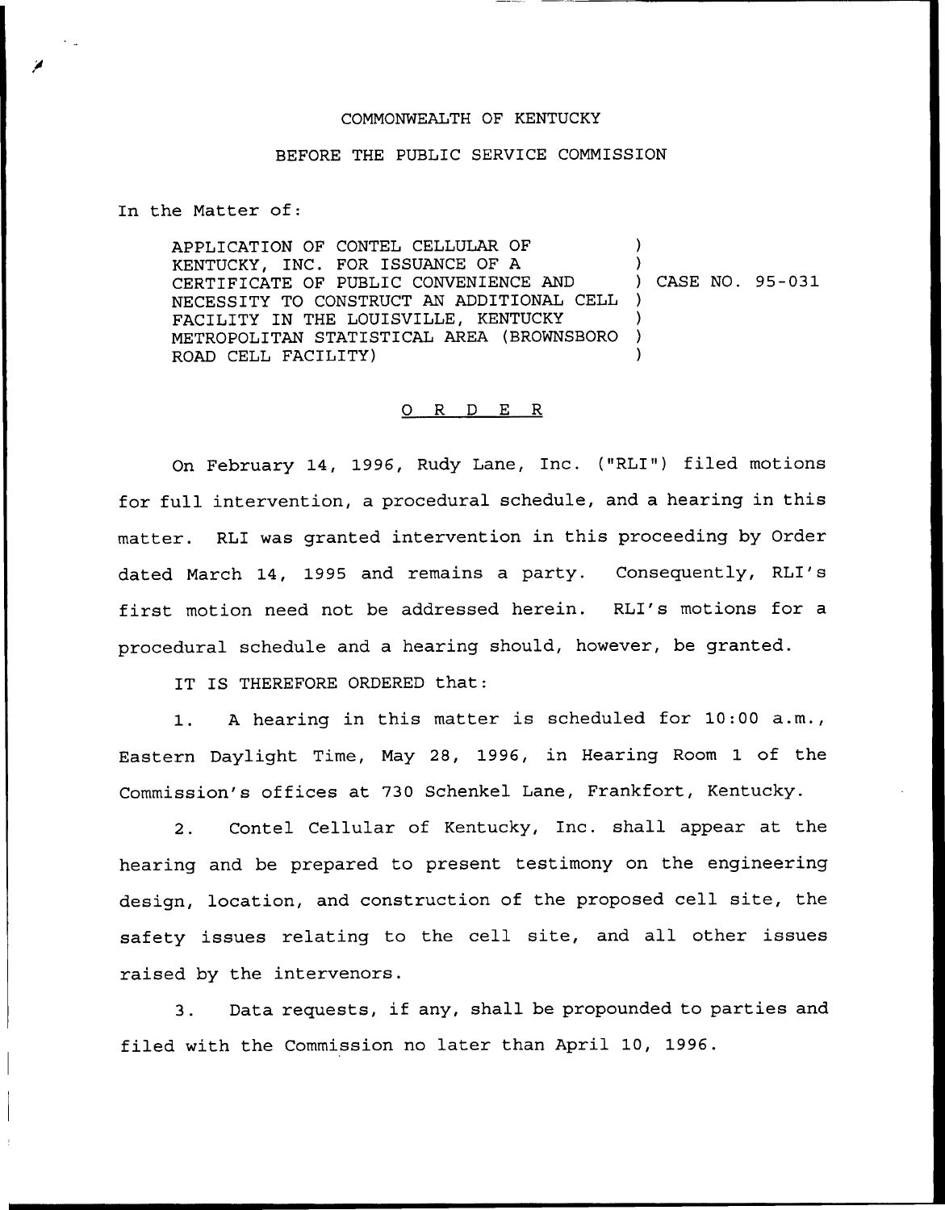COMMONWEALTH OF KENTUCKY

BEFORE THE PUBLIC SERVICE COMMISSION

In the Matter of:

| | | |
|---|---|---|
| APPLICATION OF CONTEL CELLULAR OF KENTUCKY, INC. FOR ISSUANCE OF A CERTIFICATE OF PUBLIC CONVENIENCE AND NECESSITY TO CONSTRUCT AN ADDITIONAL CELL FACILITY IN THE LOUISVILLE, KENTUCKY METROPOLITAN STATISTICAL AREA (BROWNSBORO ROAD CELL FACILITY) | ) | CASE NO. 95-031 |

## O R D E R

On February 14, 1996, Rudy Lane, Inc. ("RLI") filed motions for full intervention, a procedural schedule, and a hearing in this matter. RLI was granted intervention in this proceeding by Order dated March 14, 1995 and remains a party. Consequently, RLI's first motion need not be addressed herein. RLI's motions for a procedural schedule and a hearing should, however, be granted.

IT IS THEREFORE ORDERED that:

1. A hearing in this matter is scheduled for 10:00 a.m., Eastern Daylight Time, May 28, 1996, in Hearing Room 1 of the Commission's offices at 730 Schenkel Lane, Frankfort, Kentucky.

2. Contel Cellular of Kentucky, Inc. shall appear at the hearing and be prepared to present testimony on the engineering design, location, and construction of the proposed cell site, the safety issues relating to the cell site, and all other issues raised by the intervenors.

3. Data requests, if any, shall be propounded to parties and filed with the Commission no later than April 10, 1996.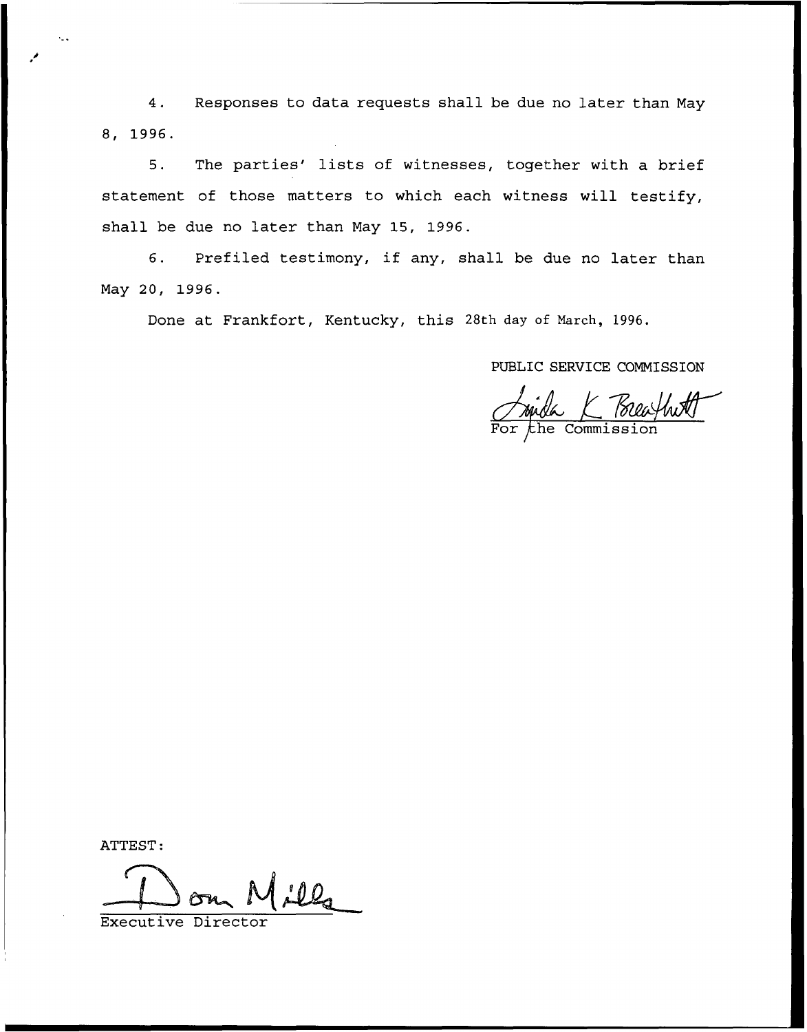4. Responses to data requests shall be due no later than May 8, 1996.

5. The parties' lists of witnesses, together with a brief statement of those matters to which each witness will testify, shall be due no later than May 15, 1996.

6. Prefiled testimony, if any, shall be due no later than May 20, 1996.

Done at Frankfort, Kentucky, this 28th day of March, 1996.

PUBLIC SERVICE COMMISSION

Linda K. Breathitt
For the Commission

ATTEST:

Don Mills
Executive Director